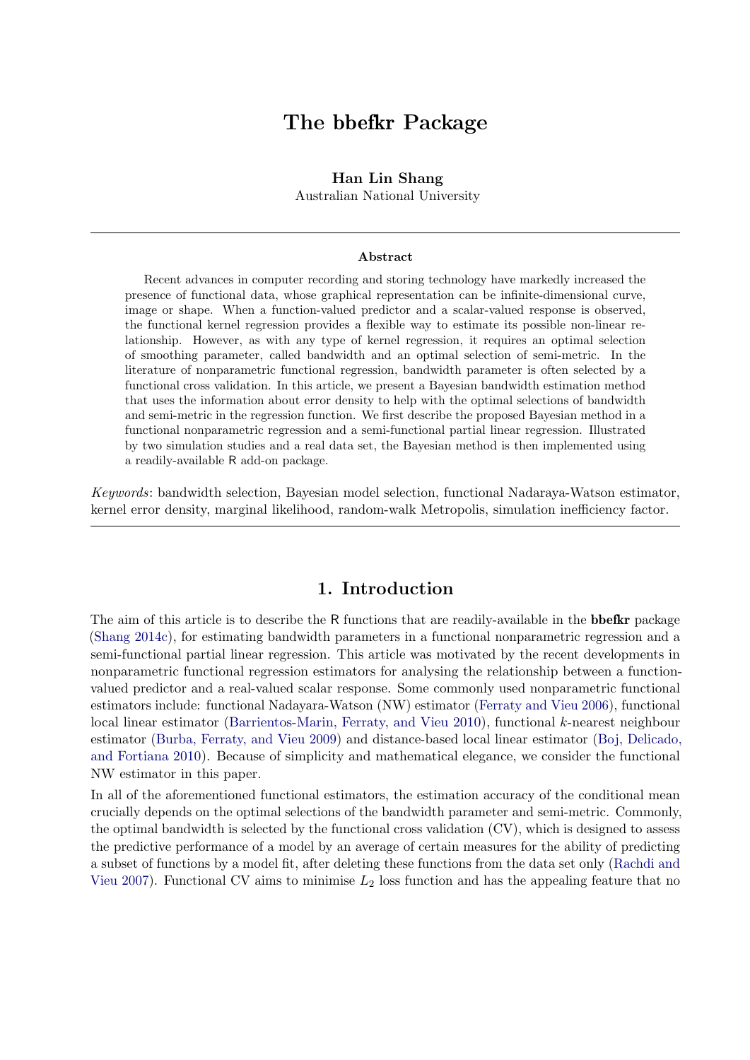# The bbefkr Package

**Han Lin Shang**
Australian National University

---

### Abstract

Recent advances in computer recording and storing technology have markedly increased the presence of functional data, whose graphical representation can be infinite-dimensional curve, image or shape. When a function-valued predictor and a scalar-valued response is observed, the functional kernel regression provides a flexible way to estimate its possible non-linear relationship. However, as with any type of kernel regression, it requires an optimal selection of smoothing parameter, called bandwidth and an optimal selection of semi-metric. In the literature of nonparametric functional regression, bandwidth parameter is often selected by a functional cross validation. In this article, we present a Bayesian bandwidth estimation method that uses the information about error density to help with the optimal selections of bandwidth and semi-metric in the regression function. We first describe the proposed Bayesian method in a functional nonparametric regression and a semi-functional partial linear regression. Illustrated by two simulation studies and a real data set, the Bayesian method is then implemented using a readily-available R add-on package.

*Keywords*: bandwidth selection, Bayesian model selection, functional Nadaraya-Watson estimator, kernel error density, marginal likelihood, random-walk Metropolis, simulation inefficiency factor.

---

## 1. Introduction

The aim of this article is to describe the R functions that are readily-available in the **bbefkr** package (Shang 2014c), for estimating bandwidth parameters in a functional nonparametric regression and a semi-functional partial linear regression. This article was motivated by the recent developments in nonparametric functional regression estimators for analysing the relationship between a function-valued predictor and a real-valued scalar response. Some commonly used nonparametric functional estimators include: functional Nadayara-Watson (NW) estimator (Ferraty and Vieu 2006), functional local linear estimator (Barrientos-Marin, Ferraty, and Vieu 2010), functional $k$-nearest neighbour estimator (Burba, Ferraty, and Vieu 2009) and distance-based local linear estimator (Boj, Delicado, and Fortiana 2010). Because of simplicity and mathematical elegance, we consider the functional NW estimator in this paper.

In all of the aforementioned functional estimators, the estimation accuracy of the conditional mean crucially depends on the optimal selections of the bandwidth parameter and semi-metric. Commonly, the optimal bandwidth is selected by the functional cross validation (CV), which is designed to assess the predictive performance of a model by an average of certain measures for the ability of predicting a subset of functions by a model fit, after deleting these functions from the data set only (Rachdi and Vieu 2007). Functional CV aims to minimise $L_2$ loss function and has the appealing feature that no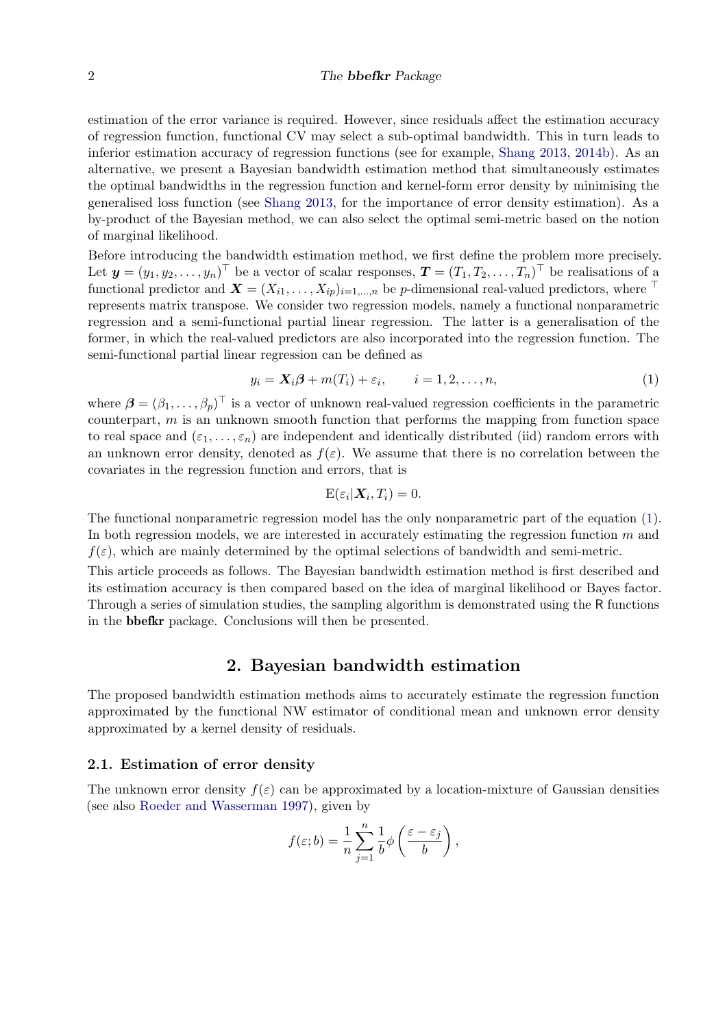estimation of the error variance is required. However, since residuals affect the estimation accuracy of regression function, functional CV may select a sub-optimal bandwidth. This in turn leads to inferior estimation accuracy of regression functions (see for example, Shang 2013, 2014b). As an alternative, we present a Bayesian bandwidth estimation method that simultaneously estimates the optimal bandwidths in the regression function and kernel-form error density by minimising the generalised loss function (see Shang 2013, for the importance of error density estimation). As a by-product of the Bayesian method, we can also select the optimal semi-metric based on the notion of marginal likelihood.

Before introducing the bandwidth estimation method, we first define the problem more precisely. Let $\boldsymbol{y} = (y_1, y_2, \dots, y_n)^\top$ be a vector of scalar responses, $\boldsymbol{T} = (T_1, T_2, \dots, T_n)^\top$ be realisations of a functional predictor and $\boldsymbol{X} = (X_{i1}, \dots, X_{ip})_{i=1,\dots,n}$ be $p$-dimensional real-valued predictors, where $^\top$ represents matrix transpose. We consider two regression models, namely a functional nonparametric regression and a semi-functional partial linear regression. The latter is a generalisation of the former, in which the real-valued predictors are also incorporated into the regression function. The semi-functional partial linear regression can be defined as

$$y_i = \boldsymbol{X}_i\boldsymbol{\beta} + m(T_i) + \varepsilon_i, \qquad i = 1, 2, \dots, n, \tag{1}$$

where $\boldsymbol{\beta} = (\beta_1, \dots, \beta_p)^\top$ is a vector of unknown real-valued regression coefficients in the parametric counterpart, $m$ is an unknown smooth function that performs the mapping from function space to real space and $(\varepsilon_1, \dots, \varepsilon_n)$ are independent and identically distributed (iid) random errors with an unknown error density, denoted as $f(\varepsilon)$. We assume that there is no correlation between the covariates in the regression function and errors, that is

$$\mathrm{E}(\varepsilon_i | \boldsymbol{X}_i, T_i) = 0.$$

The functional nonparametric regression model has the only nonparametric part of the equation (1). In both regression models, we are interested in accurately estimating the regression function $m$ and $f(\varepsilon)$, which are mainly determined by the optimal selections of bandwidth and semi-metric.

This article proceeds as follows. The Bayesian bandwidth estimation method is first described and its estimation accuracy is then compared based on the idea of marginal likelihood or Bayes factor. Through a series of simulation studies, the sampling algorithm is demonstrated using the R functions in the **bbefkr** package. Conclusions will then be presented.

## 2. Bayesian bandwidth estimation

The proposed bandwidth estimation methods aims to accurately estimate the regression function approximated by the functional NW estimator of conditional mean and unknown error density approximated by a kernel density of residuals.

### 2.1. Estimation of error density

The unknown error density $f(\varepsilon)$ can be approximated by a location-mixture of Gaussian densities (see also Roeder and Wasserman 1997), given by

$$f(\varepsilon; b) = \frac{1}{n}\sum_{j=1}^{n}\frac{1}{b}\phi\left(\frac{\varepsilon - \varepsilon_j}{b}\right),$$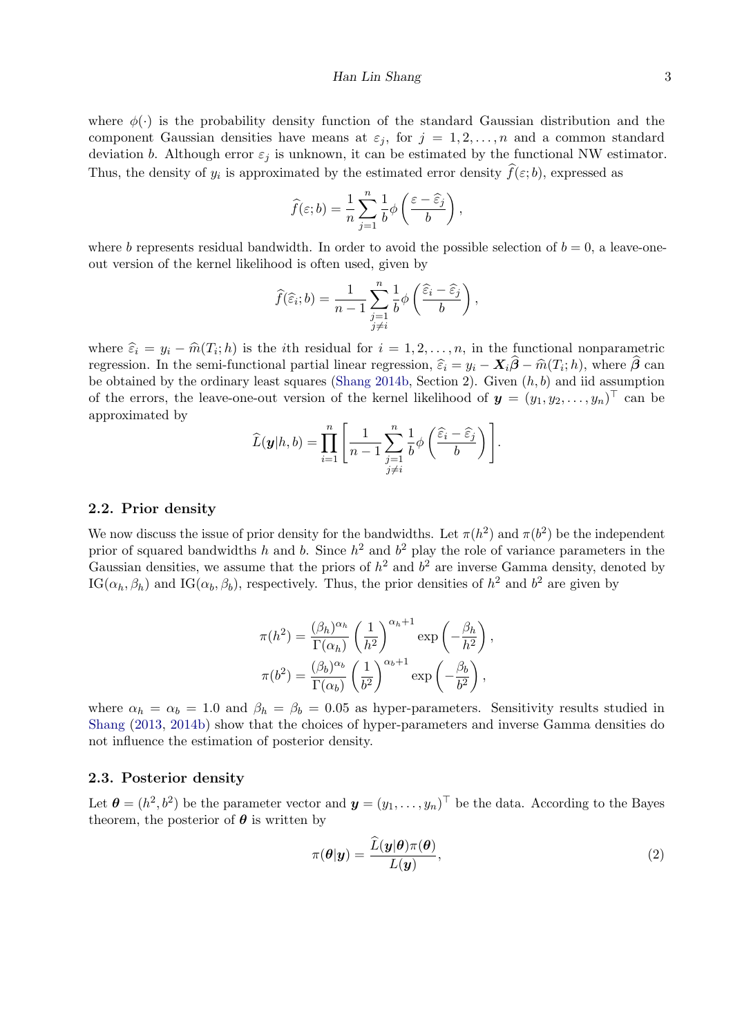where $\phi(\cdot)$ is the probability density function of the standard Gaussian distribution and the component Gaussian densities have means at $\varepsilon_j$, for $j = 1, 2, \ldots, n$ and a common standard deviation $b$. Although error $\varepsilon_j$ is unknown, it can be estimated by the functional NW estimator. Thus, the density of $y_i$ is approximated by the estimated error density $\widehat{f}(\varepsilon; b)$, expressed as

$$\widehat{f}(\varepsilon; b) = \frac{1}{n}\sum_{j=1}^{n}\frac{1}{b}\phi\left(\frac{\varepsilon - \widehat{\varepsilon}_j}{b}\right),$$

where $b$ represents residual bandwidth. In order to avoid the possible selection of $b = 0$, a leave-one-out version of the kernel likelihood is often used, given by

$$\widehat{f}(\widehat{\varepsilon}_i; b) = \frac{1}{n-1}\sum_{\substack{j=1\\ j\neq i}}^{n}\frac{1}{b}\phi\left(\frac{\widehat{\varepsilon}_i - \widehat{\varepsilon}_j}{b}\right),$$

where $\widehat{\varepsilon}_i = y_i - \widehat{m}(T_i; h)$ is the $i$th residual for $i = 1, 2, \ldots, n$, in the functional nonparametric regression. In the semi-functional partial linear regression, $\widehat{\varepsilon}_i = y_i - \boldsymbol{X}_i\widehat{\boldsymbol{\beta}} - \widehat{m}(T_i; h)$, where $\widehat{\boldsymbol{\beta}}$ can be obtained by the ordinary least squares (Shang 2014b, Section 2). Given $(h, b)$ and iid assumption of the errors, the leave-one-out version of the kernel likelihood of $\boldsymbol{y} = (y_1, y_2, \ldots, y_n)^\top$ can be approximated by

$$\widehat{L}(\boldsymbol{y}|h, b) = \prod_{i=1}^{n}\left[\frac{1}{n-1}\sum_{\substack{j=1\\ j\neq i}}^{n}\frac{1}{b}\phi\left(\frac{\widehat{\varepsilon}_i - \widehat{\varepsilon}_j}{b}\right)\right].$$

## 2.2. Prior density

We now discuss the issue of prior density for the bandwidths. Let $\pi(h^2)$ and $\pi(b^2)$ be the independent prior of squared bandwidths $h$ and $b$. Since $h^2$ and $b^2$ play the role of variance parameters in the Gaussian densities, we assume that the priors of $h^2$ and $b^2$ are inverse Gamma density, denoted by $\text{IG}(\alpha_h, \beta_h)$ and $\text{IG}(\alpha_b, \beta_b)$, respectively. Thus, the prior densities of $h^2$ and $b^2$ are given by

$$\pi(h^2) = \frac{(\beta_h)^{\alpha_h}}{\Gamma(\alpha_h)}\left(\frac{1}{h^2}\right)^{\alpha_h+1}\exp\left(-\frac{\beta_h}{h^2}\right),$$
$$\pi(b^2) = \frac{(\beta_b)^{\alpha_b}}{\Gamma(\alpha_b)}\left(\frac{1}{b^2}\right)^{\alpha_b+1}\exp\left(-\frac{\beta_b}{b^2}\right),$$

where $\alpha_h = \alpha_b = 1.0$ and $\beta_h = \beta_b = 0.05$ as hyper-parameters. Sensitivity results studied in Shang (2013, 2014b) show that the choices of hyper-parameters and inverse Gamma densities do not influence the estimation of posterior density.

## 2.3. Posterior density

Let $\boldsymbol{\theta} = (h^2, b^2)$ be the parameter vector and $\boldsymbol{y} = (y_1, \ldots, y_n)^\top$ be the data. According to the Bayes theorem, the posterior of $\boldsymbol{\theta}$ is written by

$$\pi(\boldsymbol{\theta}|\boldsymbol{y}) = \frac{\widehat{L}(\boldsymbol{y}|\boldsymbol{\theta})\pi(\boldsymbol{\theta})}{L(\boldsymbol{y})}, \tag{2}$$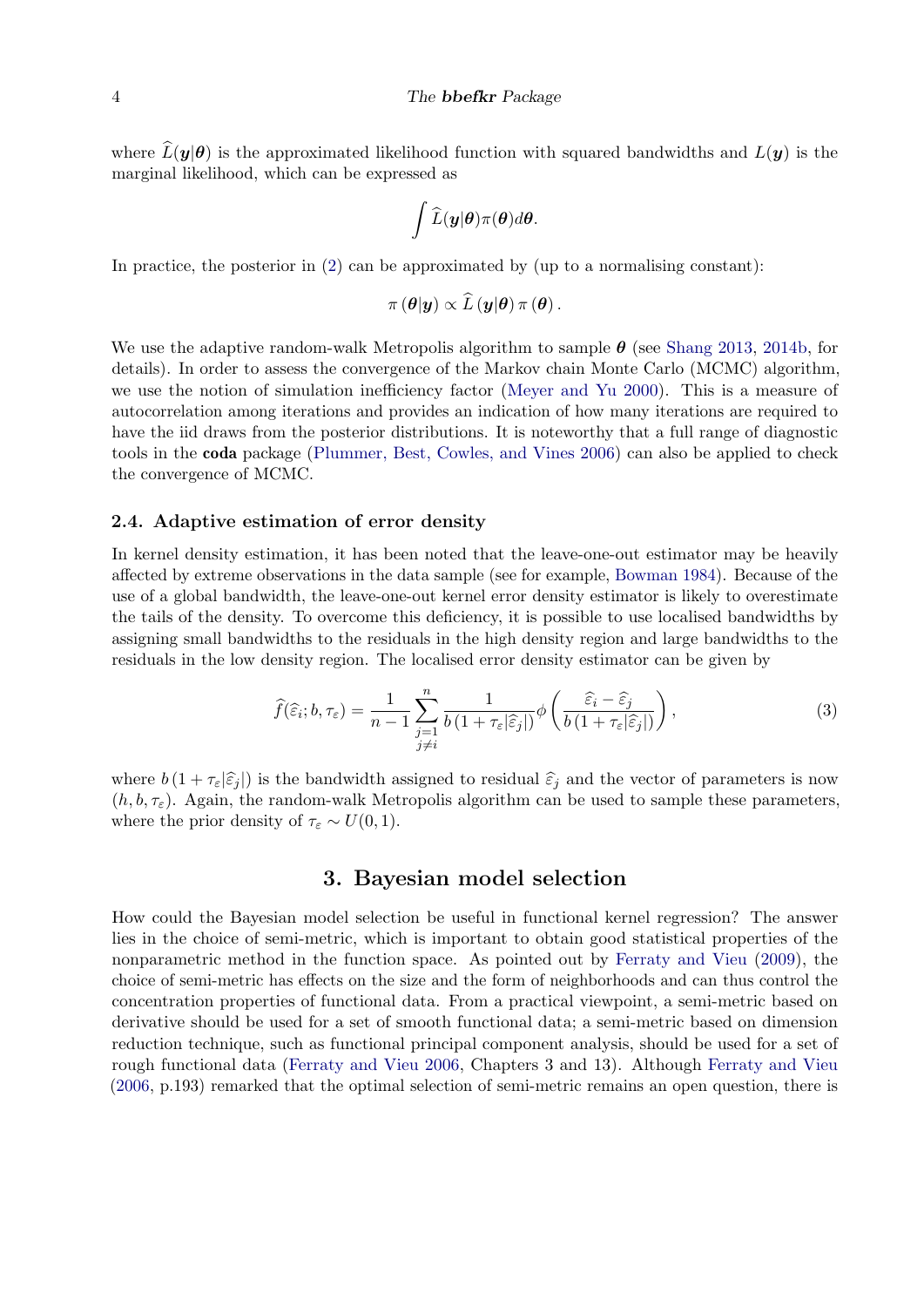where $\widehat{L}(\boldsymbol{y}|\boldsymbol{\theta})$ is the approximated likelihood function with squared bandwidths and $L(\boldsymbol{y})$ is the marginal likelihood, which can be expressed as

$$\int \widehat{L}(\boldsymbol{y}|\boldsymbol{\theta})\pi(\boldsymbol{\theta})d\boldsymbol{\theta}.$$

In practice, the posterior in (2) can be approximated by (up to a normalising constant):

$$\pi\left(\boldsymbol{\theta}|\boldsymbol{y}\right) \propto \widehat{L}\left(\boldsymbol{y}|\boldsymbol{\theta}\right)\pi\left(\boldsymbol{\theta}\right).$$

We use the adaptive random-walk Metropolis algorithm to sample $\boldsymbol{\theta}$ (see Shang 2013, 2014b, for details). In order to assess the convergence of the Markov chain Monte Carlo (MCMC) algorithm, we use the notion of simulation inefficiency factor (Meyer and Yu 2000). This is a measure of autocorrelation among iterations and provides an indication of how many iterations are required to have the iid draws from the posterior distributions. It is noteworthy that a full range of diagnostic tools in the **coda** package (Plummer, Best, Cowles, and Vines 2006) can also be applied to check the convergence of MCMC.

### 2.4. Adaptive estimation of error density

In kernel density estimation, it has been noted that the leave-one-out estimator may be heavily affected by extreme observations in the data sample (see for example, Bowman 1984). Because of the use of a global bandwidth, the leave-one-out kernel error density estimator is likely to overestimate the tails of the density. To overcome this deficiency, it is possible to use localised bandwidths by assigning small bandwidths to the residuals in the high density region and large bandwidths to the residuals in the low density region. The localised error density estimator can be given by

$$\widehat{f}(\widehat{\varepsilon}_i; b, \tau_\varepsilon) = \frac{1}{n-1}\sum_{\substack{j=1\\ j\neq i}}^{n} \frac{1}{b\left(1+\tau_\varepsilon|\widehat{\varepsilon}_j|\right)}\phi\left(\frac{\widehat{\varepsilon}_i - \widehat{\varepsilon}_j}{b\left(1+\tau_\varepsilon|\widehat{\varepsilon}_j|\right)}\right), \tag{3}$$

where $b\left(1+\tau_\varepsilon|\widehat{\varepsilon}_j|\right)$ is the bandwidth assigned to residual $\widehat{\varepsilon}_j$ and the vector of parameters is now $(h, b, \tau_\varepsilon)$. Again, the random-walk Metropolis algorithm can be used to sample these parameters, where the prior density of $\tau_\varepsilon \sim U(0,1)$.

## 3. Bayesian model selection

How could the Bayesian model selection be useful in functional kernel regression? The answer lies in the choice of semi-metric, which is important to obtain good statistical properties of the nonparametric method in the function space. As pointed out by Ferraty and Vieu (2009), the choice of semi-metric has effects on the size and the form of neighborhoods and can thus control the concentration properties of functional data. From a practical viewpoint, a semi-metric based on derivative should be used for a set of smooth functional data; a semi-metric based on dimension reduction technique, such as functional principal component analysis, should be used for a set of rough functional data (Ferraty and Vieu 2006, Chapters 3 and 13). Although Ferraty and Vieu (2006, p.193) remarked that the optimal selection of semi-metric remains an open question, there is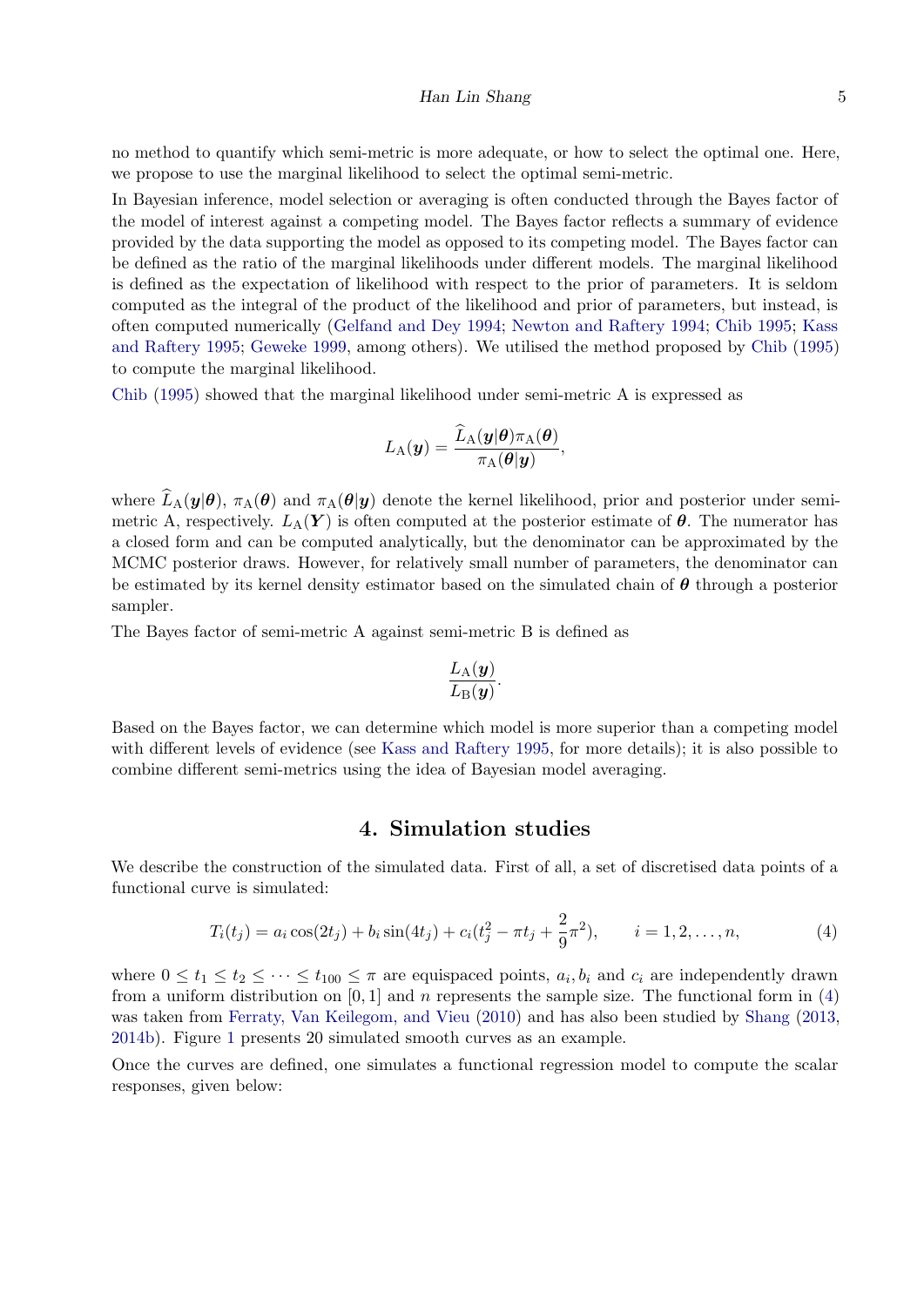no method to quantify which semi-metric is more adequate, or how to select the optimal one. Here, we propose to use the marginal likelihood to select the optimal semi-metric.

In Bayesian inference, model selection or averaging is often conducted through the Bayes factor of the model of interest against a competing model. The Bayes factor reflects a summary of evidence provided by the data supporting the model as opposed to its competing model. The Bayes factor can be defined as the ratio of the marginal likelihoods under different models. The marginal likelihood is defined as the expectation of likelihood with respect to the prior of parameters. It is seldom computed as the integral of the product of the likelihood and prior of parameters, but instead, is often computed numerically (Gelfand and Dey 1994; Newton and Raftery 1994; Chib 1995; Kass and Raftery 1995; Geweke 1999, among others). We utilised the method proposed by Chib (1995) to compute the marginal likelihood.

Chib (1995) showed that the marginal likelihood under semi-metric A is expressed as

$$L_{\text{A}}(\boldsymbol{y}) = \frac{\widehat{L}_{\text{A}}(\boldsymbol{y}|\boldsymbol{\theta})\pi_{\text{A}}(\boldsymbol{\theta})}{\pi_{\text{A}}(\boldsymbol{\theta}|\boldsymbol{y})},$$

where $\widehat{L}_{\text{A}}(\boldsymbol{y}|\boldsymbol{\theta})$, $\pi_{\text{A}}(\boldsymbol{\theta})$ and $\pi_{\text{A}}(\boldsymbol{\theta}|\boldsymbol{y})$ denote the kernel likelihood, prior and posterior under semi-metric A, respectively. $L_{\text{A}}(\boldsymbol{Y})$ is often computed at the posterior estimate of $\boldsymbol{\theta}$. The numerator has a closed form and can be computed analytically, but the denominator can be approximated by the MCMC posterior draws. However, for relatively small number of parameters, the denominator can be estimated by its kernel density estimator based on the simulated chain of $\boldsymbol{\theta}$ through a posterior sampler.

The Bayes factor of semi-metric A against semi-metric B is defined as

$$\frac{L_{\text{A}}(\boldsymbol{y})}{L_{\text{B}}(\boldsymbol{y})}.$$

Based on the Bayes factor, we can determine which model is more superior than a competing model with different levels of evidence (see Kass and Raftery 1995, for more details); it is also possible to combine different semi-metrics using the idea of Bayesian model averaging.

## 4. Simulation studies

We describe the construction of the simulated data. First of all, a set of discretised data points of a functional curve is simulated:

$$T_i(t_j) = a_i \cos(2t_j) + b_i \sin(4t_j) + c_i(t_j^2 - \pi t_j + \frac{2}{9}\pi^2), \qquad i = 1, 2, \dots, n, \tag{4}$$

where $0 \leq t_1 \leq t_2 \leq \cdots \leq t_{100} \leq \pi$ are equispaced points, $a_i, b_i$ and $c_i$ are independently drawn from a uniform distribution on $[0, 1]$ and $n$ represents the sample size. The functional form in (4) was taken from Ferraty, Van Keilegom, and Vieu (2010) and has also been studied by Shang (2013, 2014b). Figure 1 presents 20 simulated smooth curves as an example.

Once the curves are defined, one simulates a functional regression model to compute the scalar responses, given below: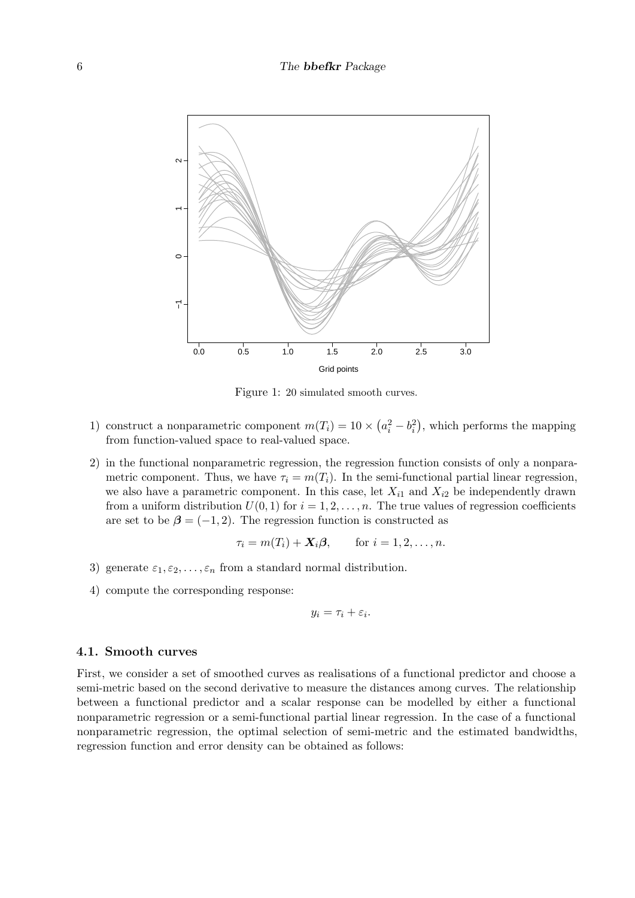Figure 1: 20 simulated smooth curves.

1) construct a nonparametric component $m(T_i) = 10 \times \left(a_i^2 - b_i^2\right)$, which performs the mapping from function-valued space to real-valued space.

2) in the functional nonparametric regression, the regression function consists of only a nonparametric component. Thus, we have $\tau_i = m(T_i)$. In the semi-functional partial linear regression, we also have a parametric component. In this case, let $X_{i1}$ and $X_{i2}$ be independently drawn from a uniform distribution $U(0,1)$ for $i = 1, 2, \dots, n$. The true values of regression coefficients are set to be $\boldsymbol{\beta} = (-1, 2)$. The regression function is constructed as

$$\tau_i = m(T_i) + \boldsymbol{X}_i \boldsymbol{\beta}, \qquad \text{for } i = 1, 2, \dots, n.$$

3) generate $\varepsilon_1, \varepsilon_2, \dots, \varepsilon_n$ from a standard normal distribution.

4) compute the corresponding response:

$$y_i = \tau_i + \varepsilon_i.$$

### 4.1. Smooth curves

First, we consider a set of smoothed curves as realisations of a functional predictor and choose a semi-metric based on the second derivative to measure the distances among curves. The relationship between a functional predictor and a scalar response can be modelled by either a functional nonparametric regression or a semi-functional partial linear regression. In the case of a functional nonparametric regression, the optimal selection of semi-metric and the estimated bandwidths, regression function and error density can be obtained as follows: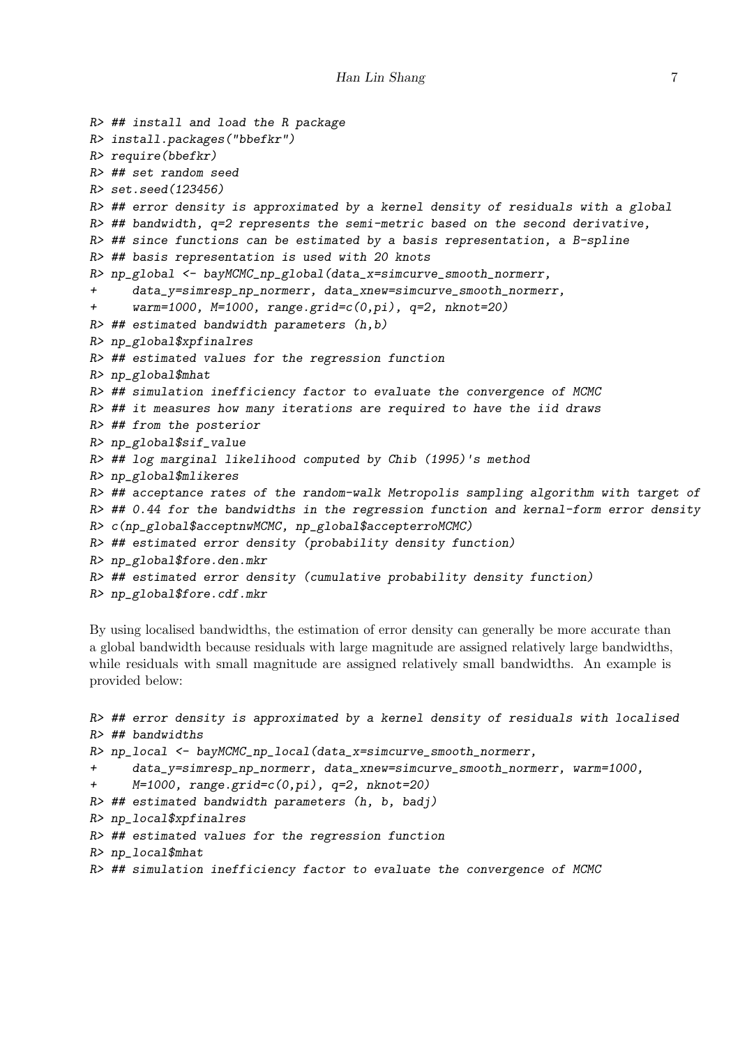```
R> ## install and load the R package
R> install.packages("bbefkr")
R> require(bbefkr)
R> ## set random seed
R> set.seed(123456)
R> ## error density is approximated by a kernel density of residuals with a global
R> ## bandwidth, q=2 represents the semi-metric based on the second derivative,
R> ## since functions can be estimated by a basis representation, a B-spline
R> ## basis representation is used with 20 knots
R> np_global <- bayMCMC_np_global(data_x=simcurve_smooth_normerr,
+     data_y=simresp_np_normerr, data_xnew=simcurve_smooth_normerr,
+     warm=1000, M=1000, range.grid=c(0,pi), q=2, nknot=20)
R> ## estimated bandwidth parameters (h,b)
R> np_global$xpfinalres
R> ## estimated values for the regression function
R> np_global$mhat
R> ## simulation inefficiency factor to evaluate the convergence of MCMC
R> ## it measures how many iterations are required to have the iid draws
R> ## from the posterior
R> np_global$sif_value
R> ## log marginal likelihood computed by Chib (1995)'s method
R> np_global$mlikeres
R> ## acceptance rates of the random-walk Metropolis sampling algorithm with target of
R> ## 0.44 for the bandwidths in the regression function and kernal-form error density
R> c(np_global$acceptnwMCMC, np_global$accepterroMCMC)
R> ## estimated error density (probability density function)
R> np_global$fore.den.mkr
R> ## estimated error density (cumulative probability density function)
R> np_global$fore.cdf.mkr
```

By using localised bandwidths, the estimation of error density can generally be more accurate than a global bandwidth because residuals with large magnitude are assigned relatively large bandwidths, while residuals with small magnitude are assigned relatively small bandwidths. An example is provided below:

```
R> ## error density is approximated by a kernel density of residuals with localised
R> ## bandwidths
R> np_local <- bayMCMC_np_local(data_x=simcurve_smooth_normerr,
+     data_y=simresp_np_normerr, data_xnew=simcurve_smooth_normerr, warm=1000,
+     M=1000, range.grid=c(0,pi), q=2, nknot=20)
R> ## estimated bandwidth parameters (h, b, badj)
R> np_local$xpfinalres
R> ## estimated values for the regression function
R> np_local$mhat
R> ## simulation inefficiency factor to evaluate the convergence of MCMC
```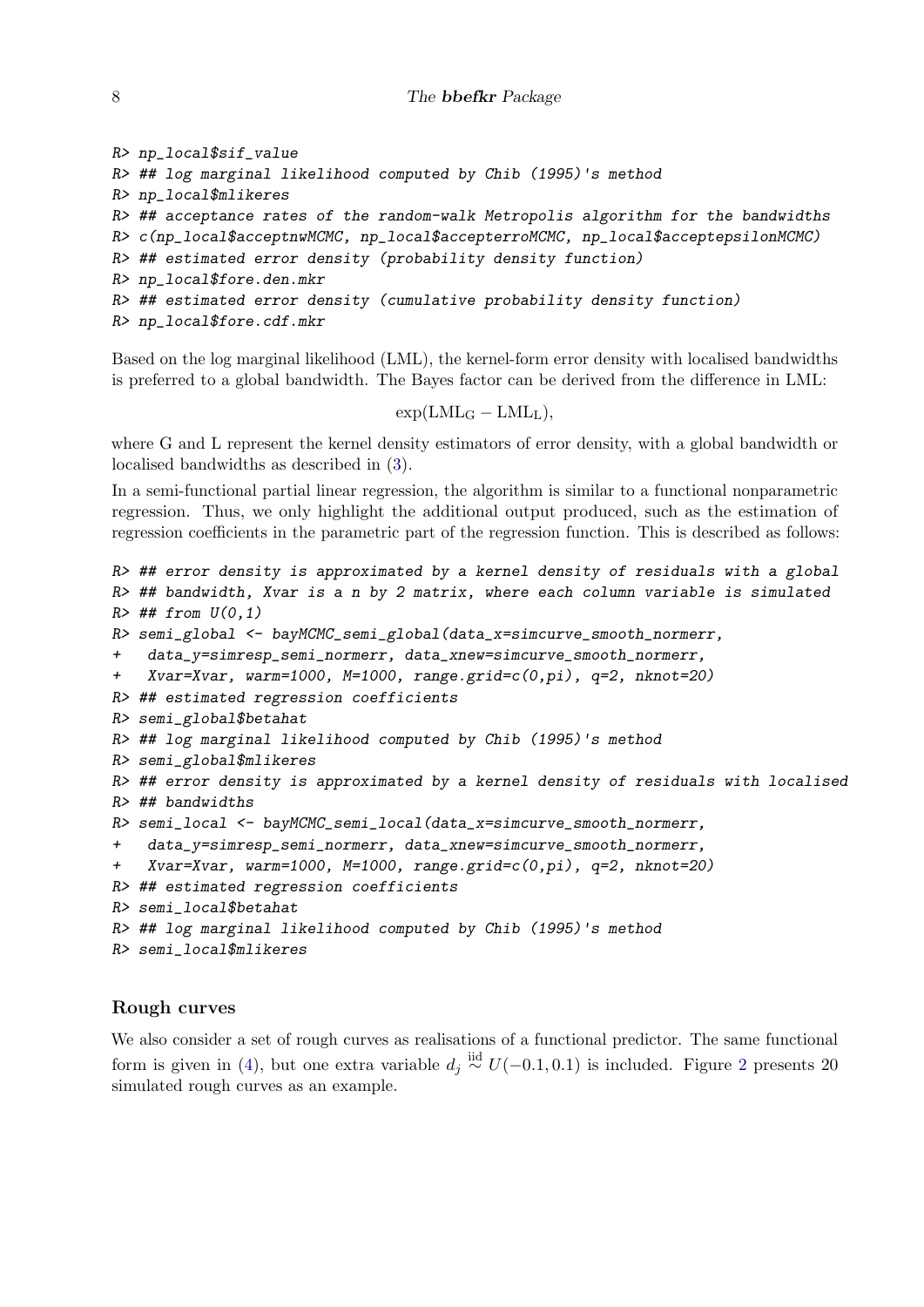```
R> np_local$sif_value
R> ## log marginal likelihood computed by Chib (1995)'s method
R> np_local$mlikeres
R> ## acceptance rates of the random-walk Metropolis algorithm for the bandwidths
R> c(np_local$acceptnwMCMC, np_local$accepterroMCMC, np_local$acceptepsilonMCMC)
R> ## estimated error density (probability density function)
R> np_local$fore.den.mkr
R> ## estimated error density (cumulative probability density function)
R> np_local$fore.cdf.mkr
```

Based on the log marginal likelihood (LML), the kernel-form error density with localised bandwidths is preferred to a global bandwidth. The Bayes factor can be derived from the difference in LML:

$$\exp(\text{LML}_\text{G} - \text{LML}_\text{L}),$$

where G and L represent the kernel density estimators of error density, with a global bandwidth or localised bandwidths as described in (3).

In a semi-functional partial linear regression, the algorithm is similar to a functional nonparametric regression. Thus, we only highlight the additional output produced, such as the estimation of regression coefficients in the parametric part of the regression function. This is described as follows:

```
R> ## error density is approximated by a kernel density of residuals with a global
R> ## bandwidth, Xvar is a n by 2 matrix, where each column variable is simulated
R> ## from U(0,1)
R> semi_global <- bayMCMC_semi_global(data_x=simcurve_smooth_normerr,
+   data_y=simresp_semi_normerr, data_xnew=simcurve_smooth_normerr,
+   Xvar=Xvar, warm=1000, M=1000, range.grid=c(0,pi), q=2, nknot=20)
R> ## estimated regression coefficients
R> semi_global$betahat
R> ## log marginal likelihood computed by Chib (1995)'s method
R> semi_global$mlikeres
R> ## error density is approximated by a kernel density of residuals with localised
R> ## bandwidths
R> semi_local <- bayMCMC_semi_local(data_x=simcurve_smooth_normerr,
+   data_y=simresp_semi_normerr, data_xnew=simcurve_smooth_normerr,
+   Xvar=Xvar, warm=1000, M=1000, range.grid=c(0,pi), q=2, nknot=20)
R> ## estimated regression coefficients
R> semi_local$betahat
R> ## log marginal likelihood computed by Chib (1995)'s method
R> semi_local$mlikeres
```

### Rough curves

We also consider a set of rough curves as realisations of a functional predictor. The same functional form is given in (4), but one extra variable $d_j \overset{\text{iid}}{\sim} U(-0.1, 0.1)$ is included. Figure 2 presents 20 simulated rough curves as an example.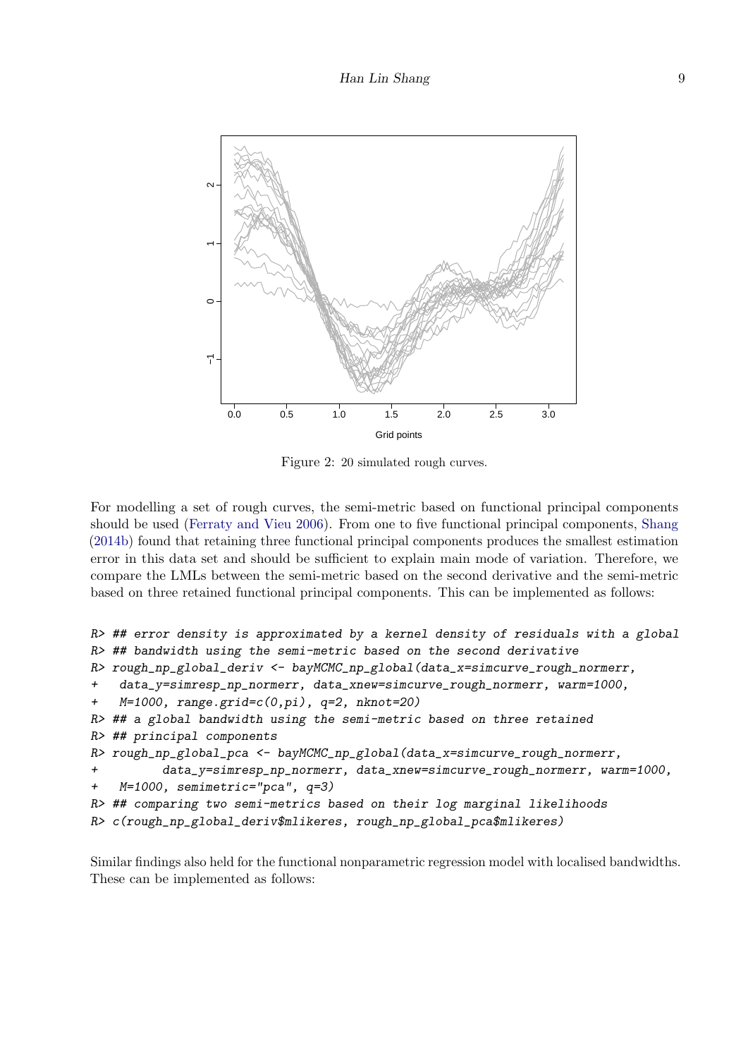Figure 2: 20 simulated rough curves.

For modelling a set of rough curves, the semi-metric based on functional principal components should be used (Ferraty and Vieu 2006). From one to five functional principal components, Shang (2014b) found that retaining three functional principal components produces the smallest estimation error in this data set and should be sufficient to explain main mode of variation. Therefore, we compare the LMLs between the semi-metric based on the second derivative and the semi-metric based on three retained functional principal components. This can be implemented as follows:

```
R> ## error density is approximated by a kernel density of residuals with a global
R> ## bandwidth using the semi-metric based on the second derivative
R> rough_np_global_deriv <- bayMCMC_np_global(data_x=simcurve_rough_normerr,
+   data_y=simresp_np_normerr, data_xnew=simcurve_rough_normerr, warm=1000,
+   M=1000, range.grid=c(0,pi), q=2, nknot=20)
R> ## a global bandwidth using the semi-metric based on three retained
R> ## principal components
R> rough_np_global_pca <- bayMCMC_np_global(data_x=simcurve_rough_normerr,
+         data_y=simresp_np_normerr, data_xnew=simcurve_rough_normerr, warm=1000,
+   M=1000, semimetric="pca", q=3)
R> ## comparing two semi-metrics based on their log marginal likelihoods
R> c(rough_np_global_deriv$mlikeres, rough_np_global_pca$mlikeres)
```

Similar findings also held for the functional nonparametric regression model with localised bandwidths. These can be implemented as follows: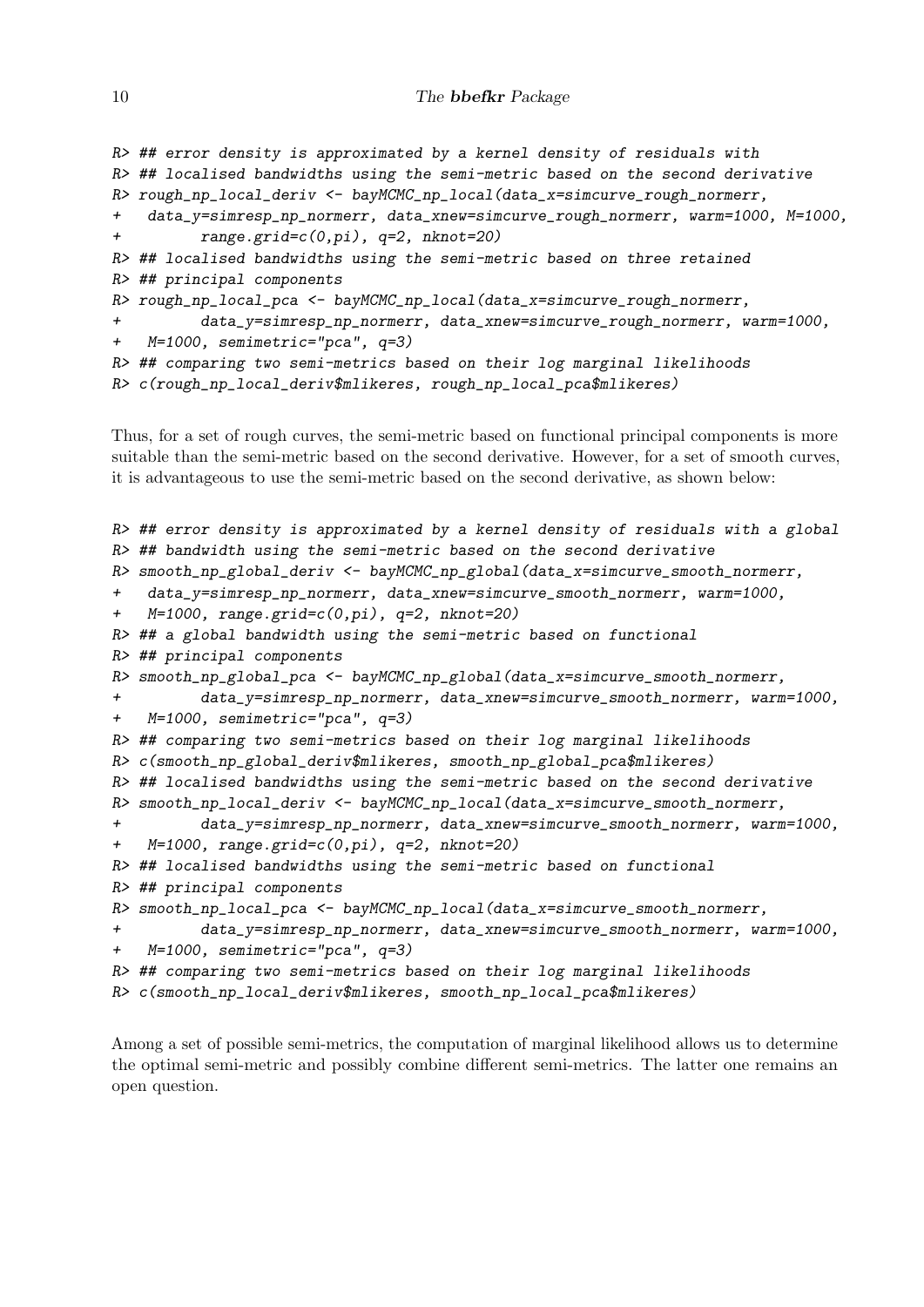```
R> ## error density is approximated by a kernel density of residuals with
R> ## localised bandwidths using the semi-metric based on the second derivative
R> rough_np_local_deriv <- bayMCMC_np_local(data_x=simcurve_rough_normerr,
+   data_y=simresp_np_normerr, data_xnew=simcurve_rough_normerr, warm=1000, M=1000,
+          range.grid=c(0,pi), q=2, nknot=20)
R> ## localised bandwidths using the semi-metric based on three retained
R> ## principal components
R> rough_np_local_pca <- bayMCMC_np_local(data_x=simcurve_rough_normerr,
+          data_y=simresp_np_normerr, data_xnew=simcurve_rough_normerr, warm=1000,
+   M=1000, semimetric="pca", q=3)
R> ## comparing two semi-metrics based on their log marginal likelihoods
R> c(rough_np_local_deriv$mlikeres, rough_np_local_pca$mlikeres)
```

Thus, for a set of rough curves, the semi-metric based on functional principal components is more suitable than the semi-metric based on the second derivative. However, for a set of smooth curves, it is advantageous to use the semi-metric based on the second derivative, as shown below:

```
R> ## error density is approximated by a kernel density of residuals with a global
R> ## bandwidth using the semi-metric based on the second derivative
R> smooth_np_global_deriv <- bayMCMC_np_global(data_x=simcurve_smooth_normerr,
+   data_y=simresp_np_normerr, data_xnew=simcurve_smooth_normerr, warm=1000,
+   M=1000, range.grid=c(0,pi), q=2, nknot=20)
R> ## a global bandwidth using the semi-metric based on functional
R> ## principal components
R> smooth_np_global_pca <- bayMCMC_np_global(data_x=simcurve_smooth_normerr,
+          data_y=simresp_np_normerr, data_xnew=simcurve_smooth_normerr, warm=1000,
+   M=1000, semimetric="pca", q=3)
R> ## comparing two semi-metrics based on their log marginal likelihoods
R> c(smooth_np_global_deriv$mlikeres, smooth_np_global_pca$mlikeres)
R> ## localised bandwidths using the semi-metric based on the second derivative
R> smooth_np_local_deriv <- bayMCMC_np_local(data_x=simcurve_smooth_normerr,
+          data_y=simresp_np_normerr, data_xnew=simcurve_smooth_normerr, warm=1000,
+   M=1000, range.grid=c(0,pi), q=2, nknot=20)
R> ## localised bandwidths using the semi-metric based on functional
R> ## principal components
R> smooth_np_local_pca <- bayMCMC_np_local(data_x=simcurve_smooth_normerr,
+          data_y=simresp_np_normerr, data_xnew=simcurve_smooth_normerr, warm=1000,
+   M=1000, semimetric="pca", q=3)
R> ## comparing two semi-metrics based on their log marginal likelihoods
R> c(smooth_np_local_deriv$mlikeres, smooth_np_local_pca$mlikeres)
```

Among a set of possible semi-metrics, the computation of marginal likelihood allows us to determine the optimal semi-metric and possibly combine different semi-metrics. The latter one remains an open question.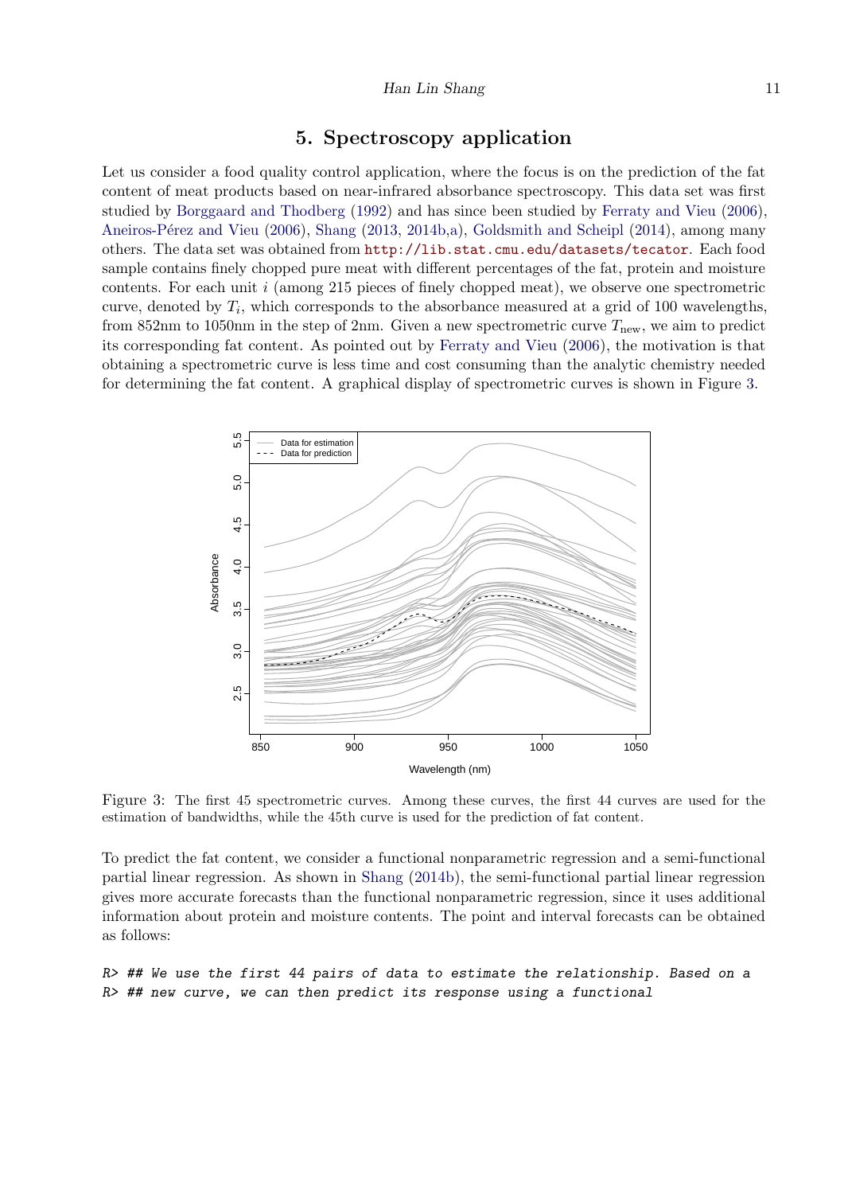## 5. Spectroscopy application

Let us consider a food quality control application, where the focus is on the prediction of the fat content of meat products based on near-infrared absorbance spectroscopy. This data set was first studied by Borggaard and Thodberg (1992) and has since been studied by Ferraty and Vieu (2006), Aneiros-Pérez and Vieu (2006), Shang (2013, 2014b,a), Goldsmith and Scheipl (2014), among many others. The data set was obtained from http://lib.stat.cmu.edu/datasets/tecator. Each food sample contains finely chopped pure meat with different percentages of the fat, protein and moisture contents. For each unit $i$ (among 215 pieces of finely chopped meat), we observe one spectrometric curve, denoted by $T_i$, which corresponds to the absorbance measured at a grid of 100 wavelengths, from 852nm to 1050nm in the step of 2nm. Given a new spectrometric curve $T_{\text{new}}$, we aim to predict its corresponding fat content. As pointed out by Ferraty and Vieu (2006), the motivation is that obtaining a spectrometric curve is less time and cost consuming than the analytic chemistry needed for determining the fat content. A graphical display of spectrometric curves is shown in Figure 3.

Figure 3: The first 45 spectrometric curves. Among these curves, the first 44 curves are used for the estimation of bandwidths, while the 45th curve is used for the prediction of fat content.

To predict the fat content, we consider a functional nonparametric regression and a semi-functional partial linear regression. As shown in Shang (2014b), the semi-functional partial linear regression gives more accurate forecasts than the functional nonparametric regression, since it uses additional information about protein and moisture contents. The point and interval forecasts can be obtained as follows:

```
R> ## We use the first 44 pairs of data to estimate the relationship. Based on a
R> ## new curve, we can then predict its response using a functional
```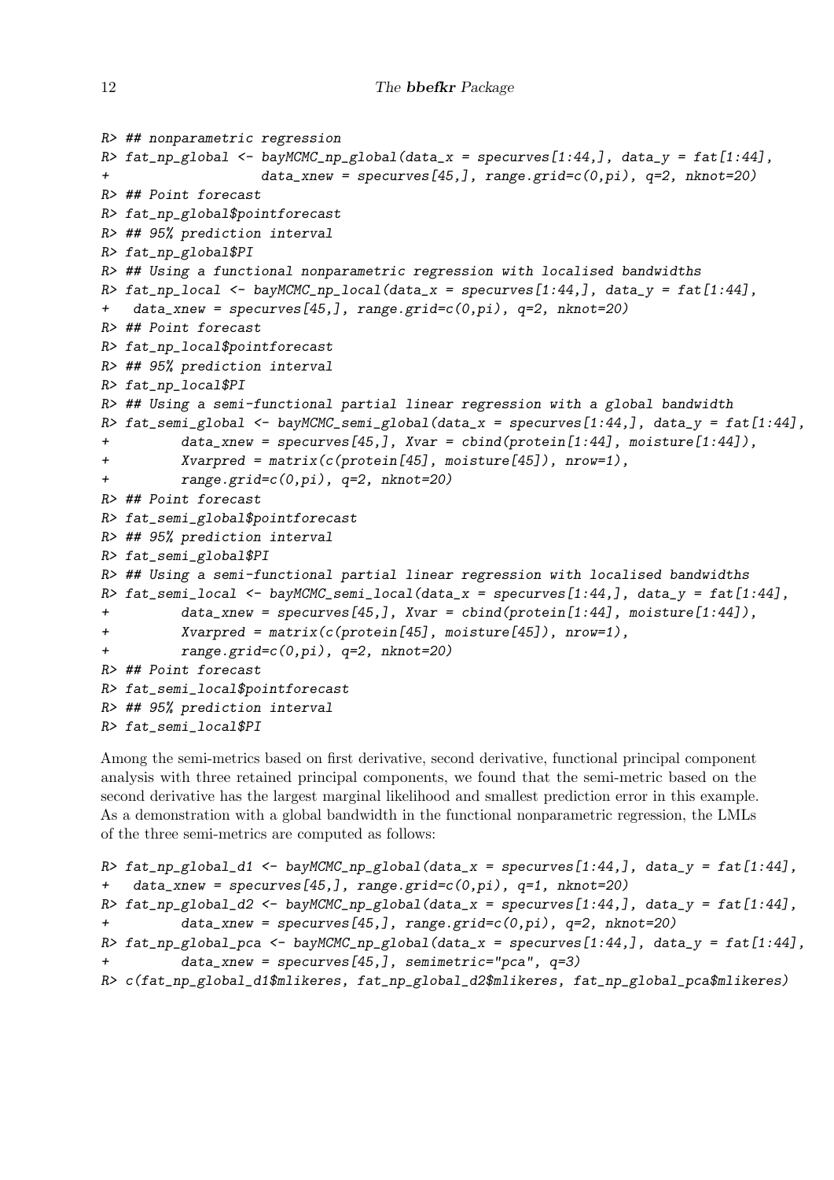```
R> ## nonparametric regression
R> fat_np_global <- bayMCMC_np_global(data_x = specurves[1:44,], data_y = fat[1:44],
+                   data_xnew = specurves[45,], range.grid=c(0,pi), q=2, nknot=20)
R> ## Point forecast
R> fat_np_global$pointforecast
R> ## 95% prediction interval
R> fat_np_global$PI
R> ## Using a functional nonparametric regression with localised bandwidths
R> fat_np_local <- bayMCMC_np_local(data_x = specurves[1:44,], data_y = fat[1:44],
+   data_xnew = specurves[45,], range.grid=c(0,pi), q=2, nknot=20)
R> ## Point forecast
R> fat_np_local$pointforecast
R> ## 95% prediction interval
R> fat_np_local$PI
R> ## Using a semi-functional partial linear regression with a global bandwidth
R> fat_semi_global <- bayMCMC_semi_global(data_x = specurves[1:44,], data_y = fat[1:44],
+         data_xnew = specurves[45,], Xvar = cbind(protein[1:44], moisture[1:44]),
+         Xvarpred = matrix(c(protein[45], moisture[45]), nrow=1),
+         range.grid=c(0,pi), q=2, nknot=20)
R> ## Point forecast
R> fat_semi_global$pointforecast
R> ## 95% prediction interval
R> fat_semi_global$PI
R> ## Using a semi-functional partial linear regression with localised bandwidths
R> fat_semi_local <- bayMCMC_semi_local(data_x = specurves[1:44,], data_y = fat[1:44],
+         data_xnew = specurves[45,], Xvar = cbind(protein[1:44], moisture[1:44]),
+         Xvarpred = matrix(c(protein[45], moisture[45]), nrow=1),
+         range.grid=c(0,pi), q=2, nknot=20)
R> ## Point forecast
R> fat_semi_local$pointforecast
R> ## 95% prediction interval
R> fat_semi_local$PI
```

Among the semi-metrics based on first derivative, second derivative, functional principal component analysis with three retained principal components, we found that the semi-metric based on the second derivative has the largest marginal likelihood and smallest prediction error in this example. As a demonstration with a global bandwidth in the functional nonparametric regression, the LMLs of the three semi-metrics are computed as follows:

```
R> fat_np_global_d1 <- bayMCMC_np_global(data_x = specurves[1:44,], data_y = fat[1:44],
+   data_xnew = specurves[45,], range.grid=c(0,pi), q=1, nknot=20)
R> fat_np_global_d2 <- bayMCMC_np_global(data_x = specurves[1:44,], data_y = fat[1:44],
+         data_xnew = specurves[45,], range.grid=c(0,pi), q=2, nknot=20)
R> fat_np_global_pca <- bayMCMC_np_global(data_x = specurves[1:44,], data_y = fat[1:44],
+         data_xnew = specurves[45,], semimetric="pca", q=3)
R> c(fat_np_global_d1$mlikeres, fat_np_global_d2$mlikeres, fat_np_global_pca$mlikeres)
```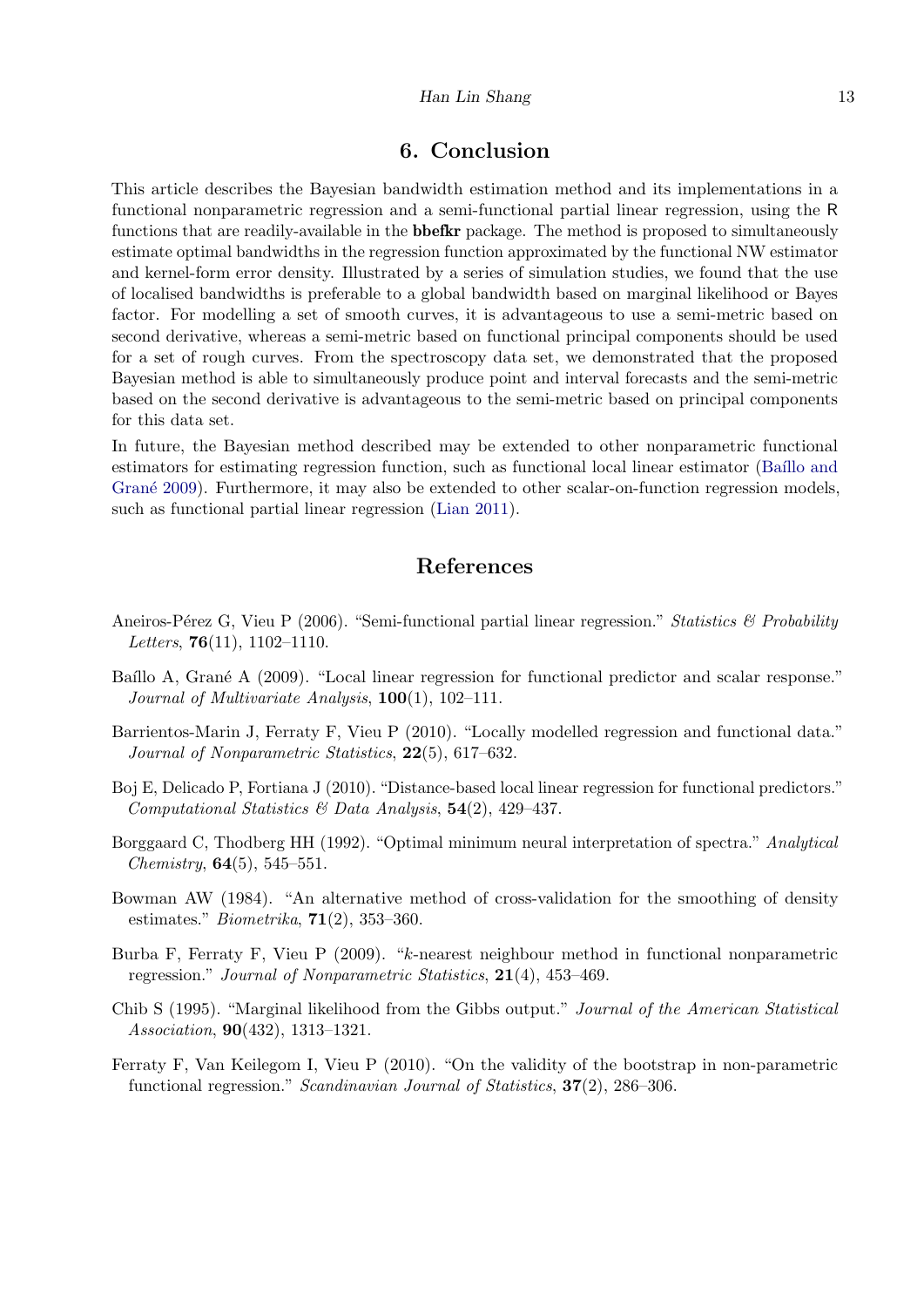## 6. Conclusion

This article describes the Bayesian bandwidth estimation method and its implementations in a functional nonparametric regression and a semi-functional partial linear regression, using the R functions that are readily-available in the **bbefkr** package. The method is proposed to simultaneously estimate optimal bandwidths in the regression function approximated by the functional NW estimator and kernel-form error density. Illustrated by a series of simulation studies, we found that the use of localised bandwidths is preferable to a global bandwidth based on marginal likelihood or Bayes factor. For modelling a set of smooth curves, it is advantageous to use a semi-metric based on second derivative, whereas a semi-metric based on functional principal components should be used for a set of rough curves. From the spectroscopy data set, we demonstrated that the proposed Bayesian method is able to simultaneously produce point and interval forecasts and the semi-metric based on the second derivative is advantageous to the semi-metric based on principal components for this data set.

In future, the Bayesian method described may be extended to other nonparametric functional estimators for estimating regression function, such as functional local linear estimator (Baíllo and Grané 2009). Furthermore, it may also be extended to other scalar-on-function regression models, such as functional partial linear regression (Lian 2011).

## References

Aneiros-Pérez G, Vieu P (2006). "Semi-functional partial linear regression." *Statistics & Probability Letters*, **76**(11), 1102–1110.

Baíllo A, Grané A (2009). "Local linear regression for functional predictor and scalar response." *Journal of Multivariate Analysis*, **100**(1), 102–111.

Barrientos-Marin J, Ferraty F, Vieu P (2010). "Locally modelled regression and functional data." *Journal of Nonparametric Statistics*, **22**(5), 617–632.

Boj E, Delicado P, Fortiana J (2010). "Distance-based local linear regression for functional predictors." *Computational Statistics & Data Analysis*, **54**(2), 429–437.

Borggaard C, Thodberg HH (1992). "Optimal minimum neural interpretation of spectra." *Analytical Chemistry*, **64**(5), 545–551.

Bowman AW (1984). "An alternative method of cross-validation for the smoothing of density estimates." *Biometrika*, **71**(2), 353–360.

Burba F, Ferraty F, Vieu P (2009). "*k*-nearest neighbour method in functional nonparametric regression." *Journal of Nonparametric Statistics*, **21**(4), 453–469.

Chib S (1995). "Marginal likelihood from the Gibbs output." *Journal of the American Statistical Association*, **90**(432), 1313–1321.

Ferraty F, Van Keilegom I, Vieu P (2010). "On the validity of the bootstrap in non-parametric functional regression." *Scandinavian Journal of Statistics*, **37**(2), 286–306.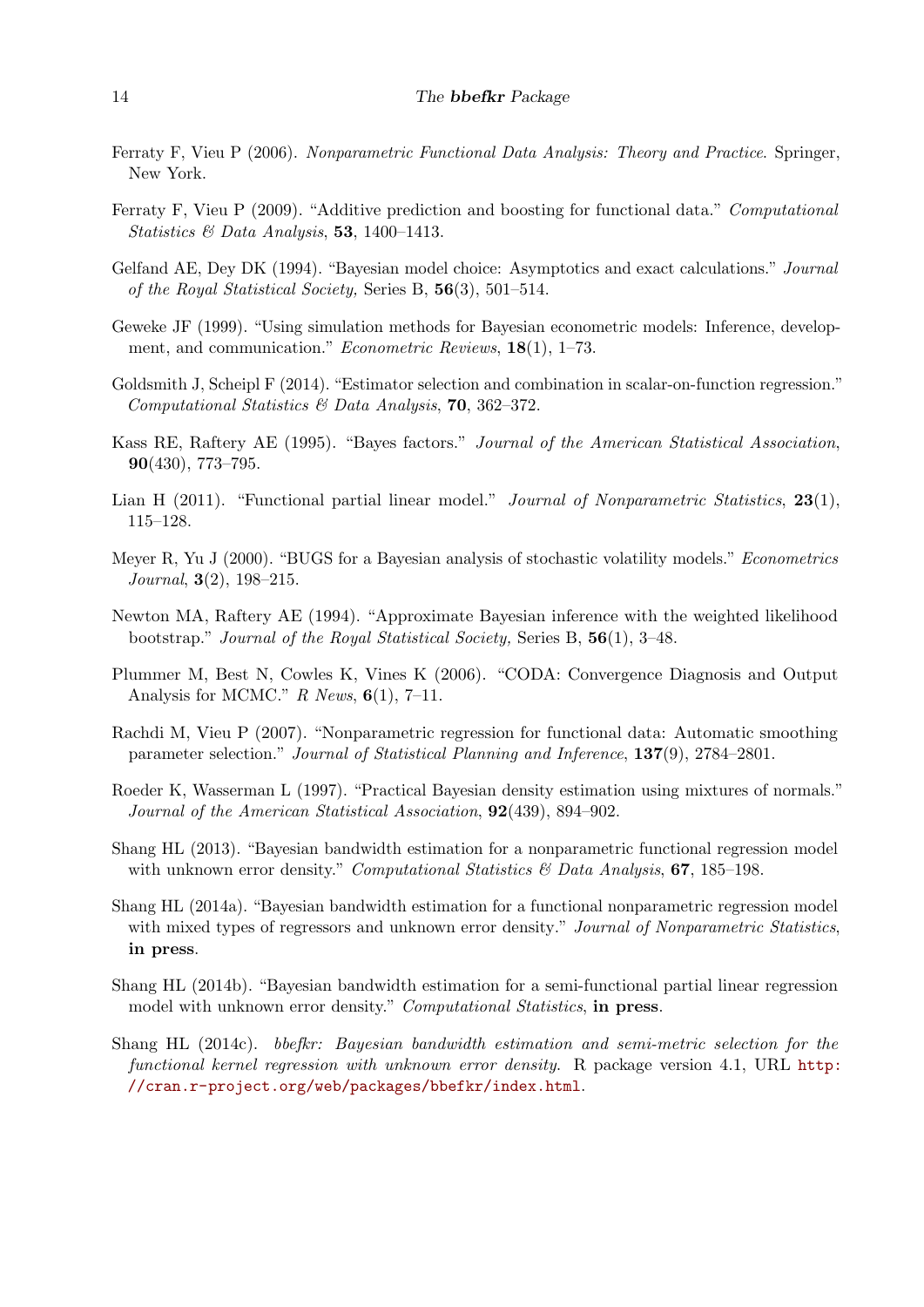Ferraty F, Vieu P (2006). *Nonparametric Functional Data Analysis: Theory and Practice*. Springer, New York.

Ferraty F, Vieu P (2009). "Additive prediction and boosting for functional data." *Computational Statistics & Data Analysis*, **53**, 1400–1413.

Gelfand AE, Dey DK (1994). "Bayesian model choice: Asymptotics and exact calculations." *Journal of the Royal Statistical Society,* Series B, **56**(3), 501–514.

Geweke JF (1999). "Using simulation methods for Bayesian econometric models: Inference, development, and communication." *Econometric Reviews*, **18**(1), 1–73.

Goldsmith J, Scheipl F (2014). "Estimator selection and combination in scalar-on-function regression." *Computational Statistics & Data Analysis*, **70**, 362–372.

Kass RE, Raftery AE (1995). "Bayes factors." *Journal of the American Statistical Association*, **90**(430), 773–795.

Lian H (2011). "Functional partial linear model." *Journal of Nonparametric Statistics*, **23**(1), 115–128.

Meyer R, Yu J (2000). "BUGS for a Bayesian analysis of stochastic volatility models." *Econometrics Journal*, **3**(2), 198–215.

Newton MA, Raftery AE (1994). "Approximate Bayesian inference with the weighted likelihood bootstrap." *Journal of the Royal Statistical Society,* Series B, **56**(1), 3–48.

Plummer M, Best N, Cowles K, Vines K (2006). "CODA: Convergence Diagnosis and Output Analysis for MCMC." *R News*, **6**(1), 7–11.

Rachdi M, Vieu P (2007). "Nonparametric regression for functional data: Automatic smoothing parameter selection." *Journal of Statistical Planning and Inference*, **137**(9), 2784–2801.

Roeder K, Wasserman L (1997). "Practical Bayesian density estimation using mixtures of normals." *Journal of the American Statistical Association*, **92**(439), 894–902.

Shang HL (2013). "Bayesian bandwidth estimation for a nonparametric functional regression model with unknown error density." *Computational Statistics & Data Analysis*, **67**, 185–198.

Shang HL (2014a). "Bayesian bandwidth estimation for a functional nonparametric regression model with mixed types of regressors and unknown error density." *Journal of Nonparametric Statistics*, **in press**.

Shang HL (2014b). "Bayesian bandwidth estimation for a semi-functional partial linear regression model with unknown error density." *Computational Statistics*, **in press**.

Shang HL (2014c). *bbefkr: Bayesian bandwidth estimation and semi-metric selection for the functional kernel regression with unknown error density*. R package version 4.1, URL http://cran.r-project.org/web/packages/bbefkr/index.html.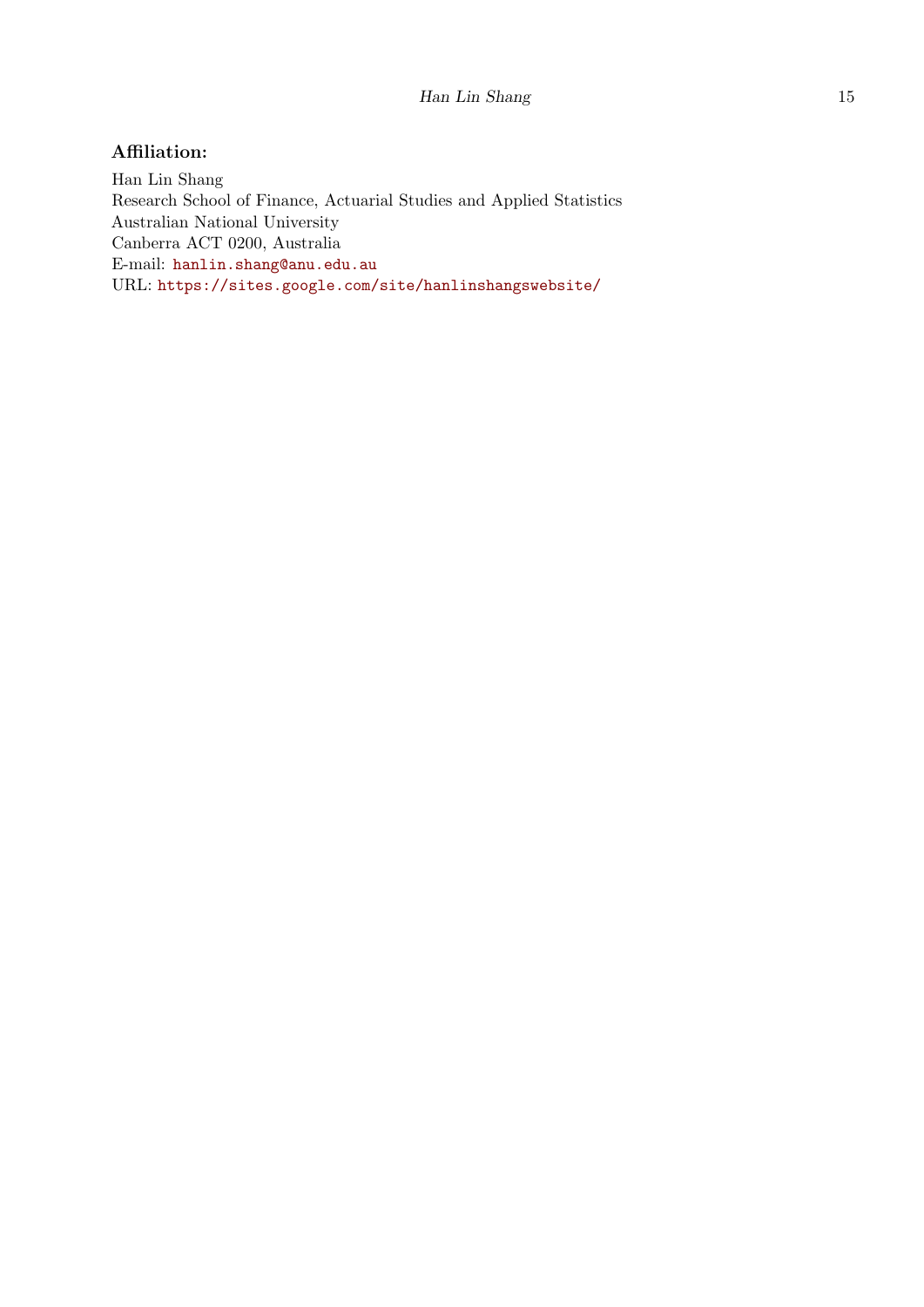**Affiliation:**

Han Lin Shang
Research School of Finance, Actuarial Studies and Applied Statistics
Australian National University
Canberra ACT 0200, Australia
E-mail: hanlin.shang@anu.edu.au
URL: https://sites.google.com/site/hanlinshangswebsite/